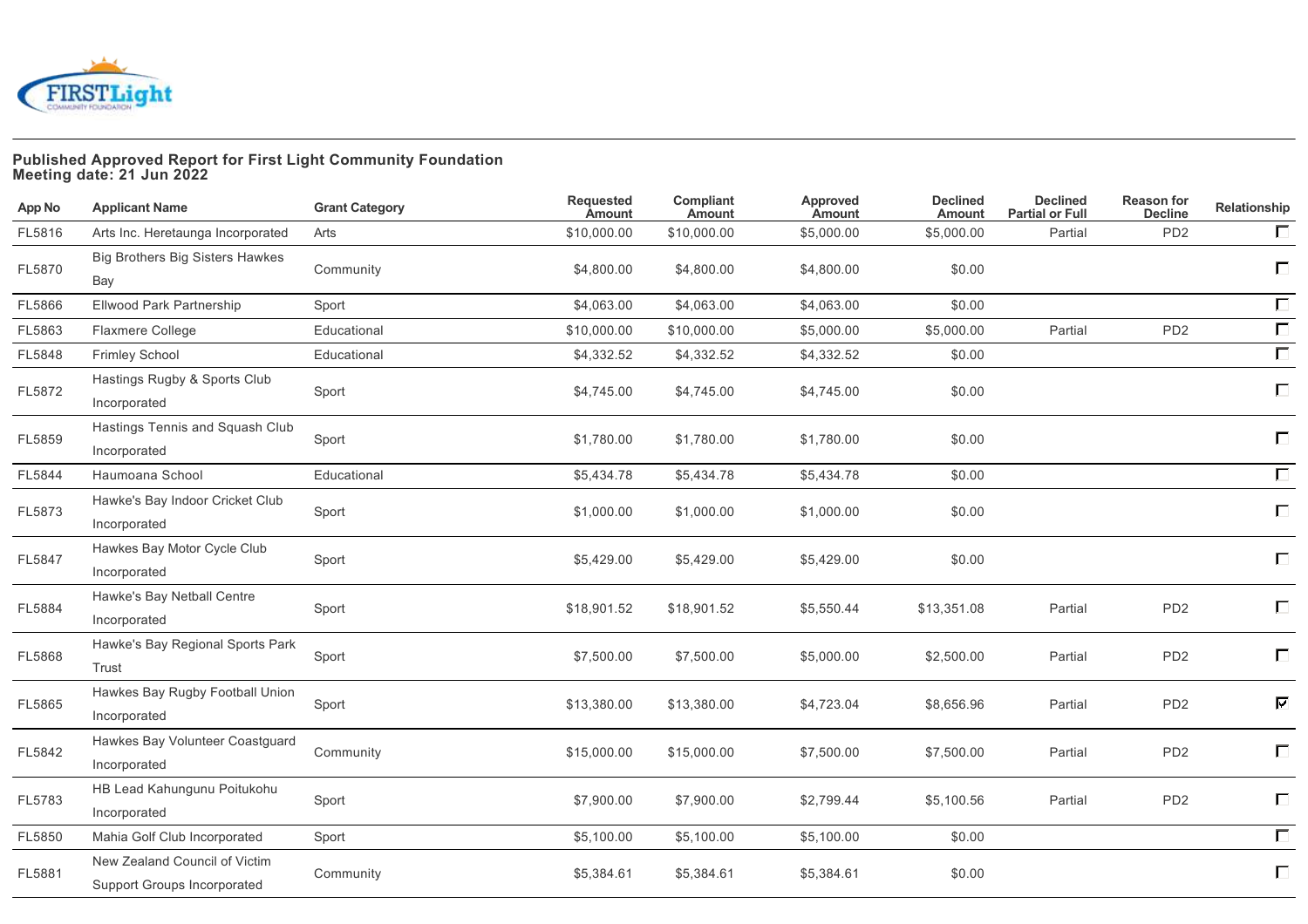**Published Approved Report for First Light Community Foundation**
**Meeting date: 21 Jun 2022**

| App No | Applicant Name | Grant Category | Requested Amount | Compliant Amount | Approved Amount | Declined Amount | Declined Partial or Full | Reason for Decline | Relationship |
|---|---|---|---|---|---|---|---|---|---|
| FL5816 | Arts Inc. Heretaunga Incorporated | Arts | $10,000.00 | $10,000.00 | $5,000.00 | $5,000.00 | Partial | PD2 | ☐ |
| FL5870 | Big Brothers Big Sisters Hawkes Bay | Community | $4,800.00 | $4,800.00 | $4,800.00 | $0.00 | | | ☐ |
| FL5866 | Ellwood Park Partnership | Sport | $4,063.00 | $4,063.00 | $4,063.00 | $0.00 | | | ☐ |
| FL5863 | Flaxmere College | Educational | $10,000.00 | $10,000.00 | $5,000.00 | $5,000.00 | Partial | PD2 | ☐ |
| FL5848 | Frimley School | Educational | $4,332.52 | $4,332.52 | $4,332.52 | $0.00 | | | ☐ |
| FL5872 | Hastings Rugby & Sports Club Incorporated | Sport | $4,745.00 | $4,745.00 | $4,745.00 | $0.00 | | | ☐ |
| FL5859 | Hastings Tennis and Squash Club Incorporated | Sport | $1,780.00 | $1,780.00 | $1,780.00 | $0.00 | | | ☐ |
| FL5844 | Haumoana School | Educational | $5,434.78 | $5,434.78 | $5,434.78 | $0.00 | | | ☐ |
| FL5873 | Hawke's Bay Indoor Cricket Club Incorporated | Sport | $1,000.00 | $1,000.00 | $1,000.00 | $0.00 | | | ☐ |
| FL5847 | Hawkes Bay Motor Cycle Club Incorporated | Sport | $5,429.00 | $5,429.00 | $5,429.00 | $0.00 | | | ☐ |
| FL5884 | Hawke's Bay Netball Centre Incorporated | Sport | $18,901.52 | $18,901.52 | $5,550.44 | $13,351.08 | Partial | PD2 | ☐ |
| FL5868 | Hawke's Bay Regional Sports Park Trust | Sport | $7,500.00 | $7,500.00 | $5,000.00 | $2,500.00 | Partial | PD2 | ☐ |
| FL5865 | Hawkes Bay Rugby Football Union Incorporated | Sport | $13,380.00 | $13,380.00 | $4,723.04 | $8,656.96 | Partial | PD2 | ☑ |
| FL5842 | Hawkes Bay Volunteer Coastguard Incorporated | Community | $15,000.00 | $15,000.00 | $7,500.00 | $7,500.00 | Partial | PD2 | ☐ |
| FL5783 | HB Lead Kahungunu Poitukohu Incorporated | Sport | $7,900.00 | $7,900.00 | $2,799.44 | $5,100.56 | Partial | PD2 | ☐ |
| FL5850 | Mahia Golf Club Incorporated | Sport | $5,100.00 | $5,100.00 | $5,100.00 | $0.00 | | | ☐ |
| FL5881 | New Zealand Council of Victim Support Groups Incorporated | Community | $5,384.61 | $5,384.61 | $5,384.61 | $0.00 | | | ☐ |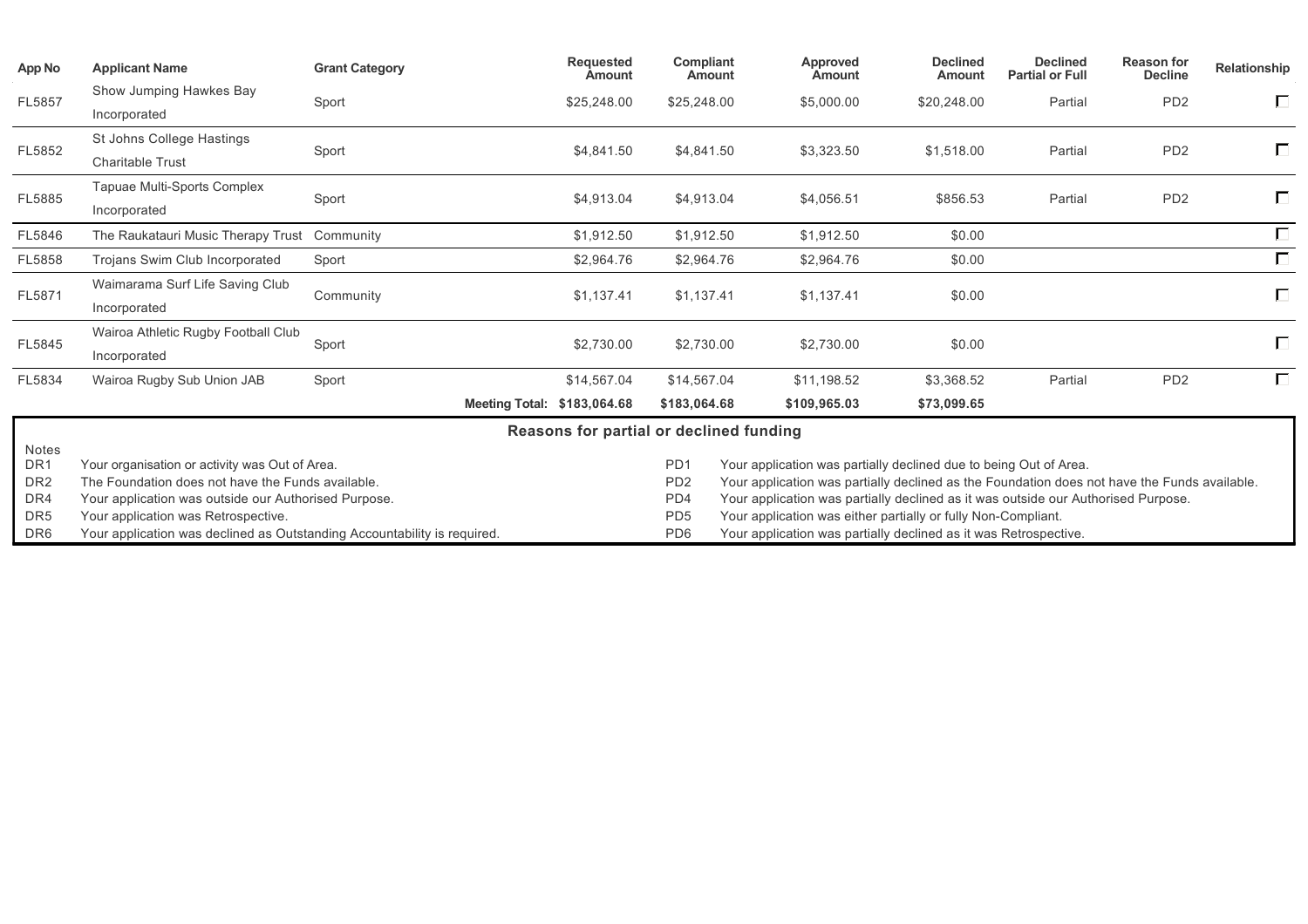| App No | Applicant Name | Grant Category | Requested Amount | Compliant Amount | Approved Amount | Declined Amount | Declined Partial or Full | Reason for Decline | Relationship |
|---|---|---|---|---|---|---|---|---|---|
| FL5857 | Show Jumping Hawkes Bay Incorporated | Sport | $25,248.00 | $25,248.00 | $5,000.00 | $20,248.00 | Partial | PD2 | ☐ |
| FL5852 | St Johns College Hastings Charitable Trust | Sport | $4,841.50 | $4,841.50 | $3,323.50 | $1,518.00 | Partial | PD2 | ☐ |
| FL5885 | Tapuae Multi-Sports Complex Incorporated | Sport | $4,913.04 | $4,913.04 | $4,056.51 | $856.53 | Partial | PD2 | ☐ |
| FL5846 | The Raukatauri Music Therapy Trust | Community | $1,912.50 | $1,912.50 | $1,912.50 | $0.00 | | | ☐ |
| FL5858 | Trojans Swim Club Incorporated | Sport | $2,964.76 | $2,964.76 | $2,964.76 | $0.00 | | | ☐ |
| FL5871 | Waimarama Surf Life Saving Club Incorporated | Community | $1,137.41 | $1,137.41 | $1,137.41 | $0.00 | | | ☐ |
| FL5845 | Wairoa Athletic Rugby Football Club Incorporated | Sport | $2,730.00 | $2,730.00 | $2,730.00 | $0.00 | | | ☐ |
| FL5834 | Wairoa Rugby Sub Union JAB | Sport | $14,567.04 | $14,567.04 | $11,198.52 | $3,368.52 | Partial | PD2 | ☐ |
| | | **Meeting Total:** | **$183,064.68** | **$183,064.68** | **$109,965.03** | **$73,099.65** | | | |

## Reasons for partial or declined funding

Notes

| | | | |
|---|---|---|---|
| DR1 | Your organisation or activity was Out of Area. | PD1 | Your application was partially declined due to being Out of Area. |
| DR2 | The Foundation does not have the Funds available. | PD2 | Your application was partially declined as the Foundation does not have the Funds available. |
| DR4 | Your application was outside our Authorised Purpose. | PD4 | Your application was partially declined as it was outside our Authorised Purpose. |
| DR5 | Your application was Retrospective. | PD5 | Your application was either partially or fully Non-Compliant. |
| DR6 | Your application was declined as Outstanding Accountability is required. | PD6 | Your application was partially declined as it was Retrospective. |